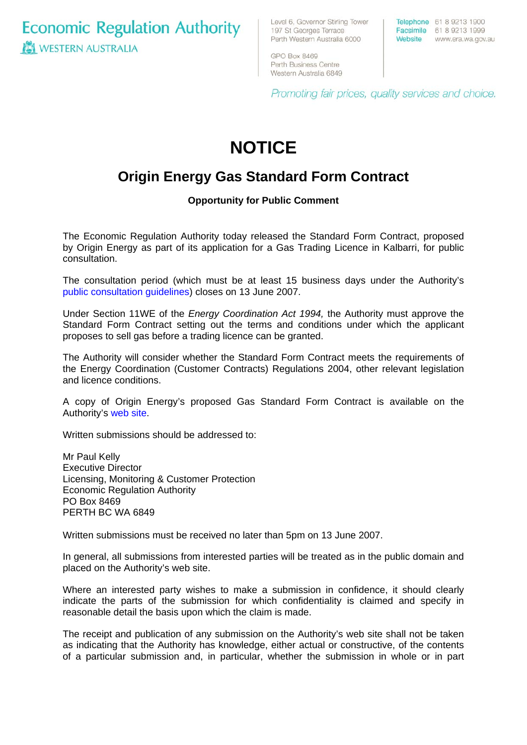Economic Regulation Authority

WESTERN AUSTRALIA

Level 6, Governor Stirling Tower
197 St Georges Terrace
Perth Western Australia 6000

GPO Box 8469
Perth Business Centre
Western Australia 6849

Telephone 61 8 9213 1900
Facsimile 61 8 9213 1999
Website www.era.wa.gov.au

*Promoting fair prices, quality services and choice.*

# NOTICE

## Origin Energy Gas Standard Form Contract

**Opportunity for Public Comment**

The Economic Regulation Authority today released the Standard Form Contract, proposed by Origin Energy as part of its application for a Gas Trading Licence in Kalbarri, for public consultation.

The consultation period (which must be at least 15 business days under the Authority's public consultation guidelines) closes on 13 June 2007.

Under Section 11WE of the *Energy Coordination Act 1994,* the Authority must approve the Standard Form Contract setting out the terms and conditions under which the applicant proposes to sell gas before a trading licence can be granted.

The Authority will consider whether the Standard Form Contract meets the requirements of the Energy Coordination (Customer Contracts) Regulations 2004, other relevant legislation and licence conditions.

A copy of Origin Energy's proposed Gas Standard Form Contract is available on the Authority's web site.

Written submissions should be addressed to:

Mr Paul Kelly
Executive Director
Licensing, Monitoring & Customer Protection
Economic Regulation Authority
PO Box 8469
PERTH BC WA 6849

Written submissions must be received no later than 5pm on 13 June 2007.

In general, all submissions from interested parties will be treated as in the public domain and placed on the Authority's web site.

Where an interested party wishes to make a submission in confidence, it should clearly indicate the parts of the submission for which confidentiality is claimed and specify in reasonable detail the basis upon which the claim is made.

The receipt and publication of any submission on the Authority's web site shall not be taken as indicating that the Authority has knowledge, either actual or constructive, of the contents of a particular submission and, in particular, whether the submission in whole or in part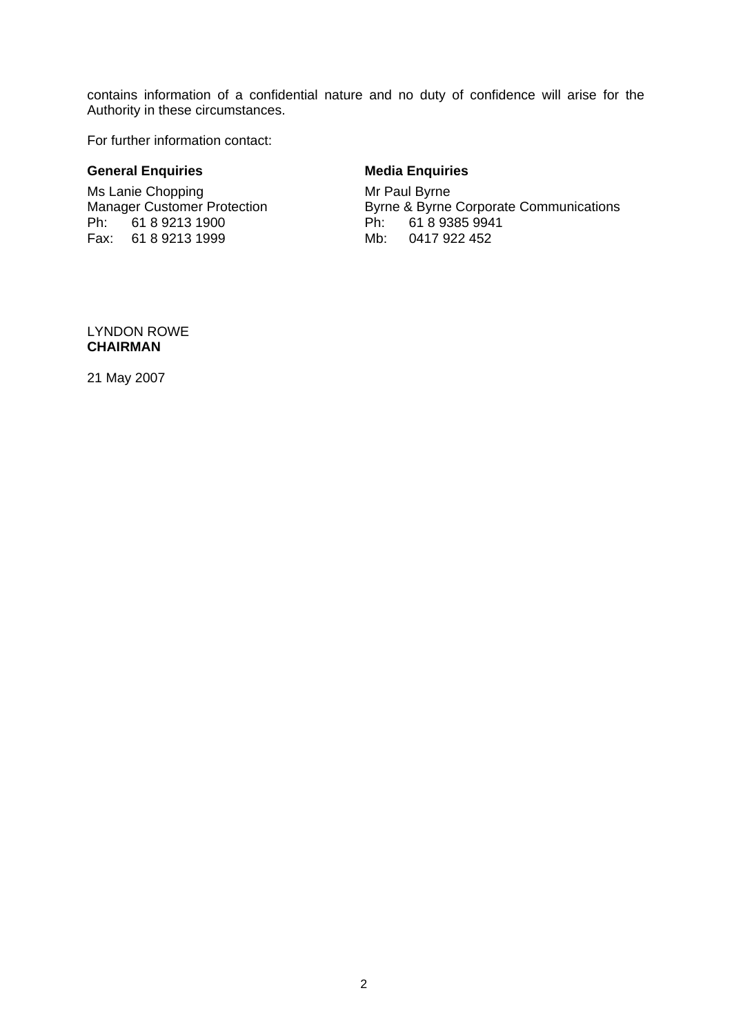contains information of a confidential nature and no duty of confidence will arise for the Authority in these circumstances.

For further information contact:

**General Enquiries**

Ms Lanie Chopping
Manager Customer Protection
Ph: 61 8 9213 1900
Fax: 61 8 9213 1999

**Media Enquiries**

Mr Paul Byrne
Byrne & Byrne Corporate Communications
Ph: 61 8 9385 9941
Mb: 0417 922 452

LYNDON ROWE
**CHAIRMAN**

21 May 2007